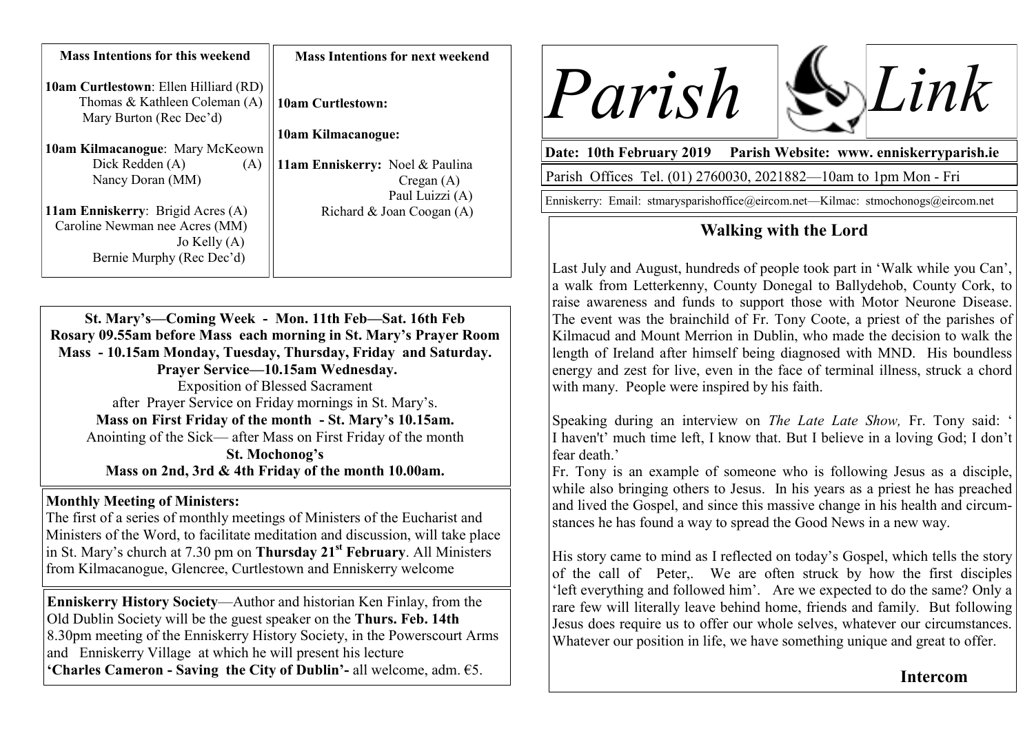# Parish Link

**Date: 10th February 2019 Parish Website: www. enniskerryparish.ie**

Parish Offices Tel. (01) 2760030, 2021882—10am to 1pm Mon - Fri

Enniskerry: Email: stmarysparishoffice@eircom.net—Kilmac: stmochonogs@eircom.net

## Walking with the Lord

Last July and August, hundreds of people took part in 'Walk while you Can', a walk from Letterkenny, County Donegal to Ballydehob, County Cork, to raise awareness and funds to support those with Motor Neurone Disease. The event was the brainchild of Fr. Tony Coote, a priest of the parishes of Kilmacud and Mount Merrion in Dublin, who made the decision to walk the length of Ireland after himself being diagnosed with MND. His boundless energy and zest for live, even in the face of terminal illness, struck a chord with many. People were inspired by his faith.

Speaking during an interview on *The Late Late Show,* Fr. Tony said: ' I haven't' much time left, I know that. But I believe in a loving God; I don't fear death.'

Fr. Tony is an example of someone who is following Jesus as a disciple, while also bringing others to Jesus. In his years as a priest he has preached and lived the Gospel, and since this massive change in his health and circumstances he has found a way to spread the Good News in a new way.

His story came to mind as I reflected on today's Gospel, which tells the story of the call of Peter,. We are often struck by how the first disciples 'left everything and followed him'. Are we expected to do the same? Only a rare few will literally leave behind home, friends and family. But following Jesus does require us to offer our whole selves, whatever our circumstances. Whatever our position in life, we have something unique and great to offer.

**Intercom**

---

**Mass Intentions for this weekend**

**10am Curtlestown**: Ellen Hilliard (RD)
Thomas & Kathleen Coleman (A)
Mary Burton (Rec Dec'd)

**10am Kilmacanogue**: Mary McKeown (A)
Dick Redden (A)
Nancy Doran (MM)

**11am Enniskerry**: Brigid Acres (A)
Caroline Newman nee Acres (MM)
Jo Kelly (A)
Bernie Murphy (Rec Dec'd)

**Mass Intentions for next weekend**

**10am Curtlestown:**

**10am Kilmacanogue:**

**11am Enniskerry:** Noel & Paulina Cregan (A)
Paul Luizzi (A)
Richard & Joan Coogan (A)

---

**St. Mary's—Coming Week - Mon. 11th Feb—Sat. 16th Feb**
**Rosary 09.55am before Mass each morning in St. Mary's Prayer Room**
**Mass - 10.15am Monday, Tuesday, Thursday, Friday and Saturday.**
**Prayer Service—10.15am Wednesday.**
Exposition of Blessed Sacrament
after Prayer Service on Friday mornings in St. Mary's.
**Mass on First Friday of the month - St. Mary's 10.15am.**
Anointing of the Sick— after Mass on First Friday of the month
**St. Mochonog's**
**Mass on 2nd, 3rd & 4th Friday of the month 10.00am.**

**Monthly Meeting of Ministers:**
The first of a series of monthly meetings of Ministers of the Eucharist and Ministers of the Word, to facilitate meditation and discussion, will take place in St. Mary's church at 7.30 pm on **Thursday 21st February**. All Ministers from Kilmacanogue, Glencree, Curtlestown and Enniskerry welcome

**Enniskerry History Society**—Author and historian Ken Finlay, from the Old Dublin Society will be the guest speaker on the **Thurs. Feb. 14th** 8.30pm meeting of the Enniskerry History Society, in the Powerscourt Arms and Enniskerry Village at which he will present his lecture **'Charles Cameron - Saving the City of Dublin'-** all welcome, adm. €5.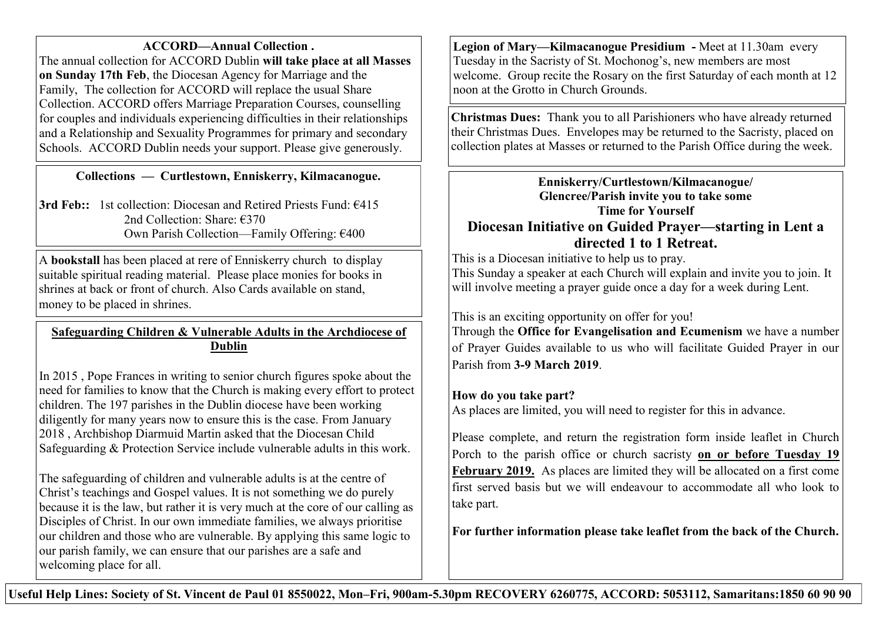**ACCORD—Annual Collection .**

The annual collection for ACCORD Dublin **will take place at all Masses on Sunday 17th Feb**, the Diocesan Agency for Marriage and the Family, The collection for ACCORD will replace the usual Share Collection. ACCORD offers Marriage Preparation Courses, counselling for couples and individuals experiencing difficulties in their relationships and a Relationship and Sexuality Programmes for primary and secondary Schools. ACCORD Dublin needs your support. Please give generously.

**Collections — Curtlestown, Enniskerry, Kilmacanogue.**

**3rd Feb::** 1st collection: Diocesan and Retired Priests Fund: €415
2nd Collection: Share: €370
Own Parish Collection—Family Offering: €400

A **bookstall** has been placed at rere of Enniskerry church to display suitable spiritual reading material. Please place monies for books in shrines at back or front of church. Also Cards available on stand, money to be placed in shrines.

**Safeguarding Children & Vulnerable Adults in the Archdiocese of Dublin**

In 2015 , Pope Frances in writing to senior church figures spoke about the need for families to know that the Church is making every effort to protect children. The 197 parishes in the Dublin diocese have been working diligently for many years now to ensure this is the case. From January 2018 , Archbishop Diarmuid Martin asked that the Diocesan Child Safeguarding & Protection Service include vulnerable adults in this work.

The safeguarding of children and vulnerable adults is at the centre of Christ's teachings and Gospel values. It is not something we do purely because it is the law, but rather it is very much at the core of our calling as Disciples of Christ. In our own immediate families, we always prioritise our children and those who are vulnerable. By applying this same logic to our parish family, we can ensure that our parishes are a safe and welcoming place for all.

**Legion of Mary—Kilmacanogue Presidium -** Meet at 11.30am every Tuesday in the Sacristy of St. Mochonog's, new members are most welcome. Group recite the Rosary on the first Saturday of each month at 12 noon at the Grotto in Church Grounds.

**Christmas Dues:** Thank you to all Parishioners who have already returned their Christmas Dues. Envelopes may be returned to the Sacristy, placed on collection plates at Masses or returned to the Parish Office during the week.

**Enniskerry/Curtlestown/Kilmacanogue/ Glencree/Parish invite you to take some Time for Yourself**

## Diocesan Initiative on Guided Prayer—starting in Lent a directed 1 to 1 Retreat.

This is a Diocesan initiative to help us to pray.
This Sunday a speaker at each Church will explain and invite you to join. It will involve meeting a prayer guide once a day for a week during Lent.

This is an exciting opportunity on offer for you!
Through the **Office for Evangelisation and Ecumenism** we have a number of Prayer Guides available to us who will facilitate Guided Prayer in our Parish from **3-9 March 2019**.

**How do you take part?**
As places are limited, you will need to register for this in advance.

Please complete, and return the registration form inside leaflet in Church Porch to the parish office or church sacristy **on or before Tuesday 19 February 2019.** As places are limited they will be allocated on a first come first served basis but we will endeavour to accommodate all who look to take part.

**For further information please take leaflet from the back of the Church.**

**Useful Help Lines: Society of St. Vincent de Paul 01 8550022, Mon–Fri, 900am-5.30pm RECOVERY 6260775, ACCORD: 5053112, Samaritans:1850 60 90 90**